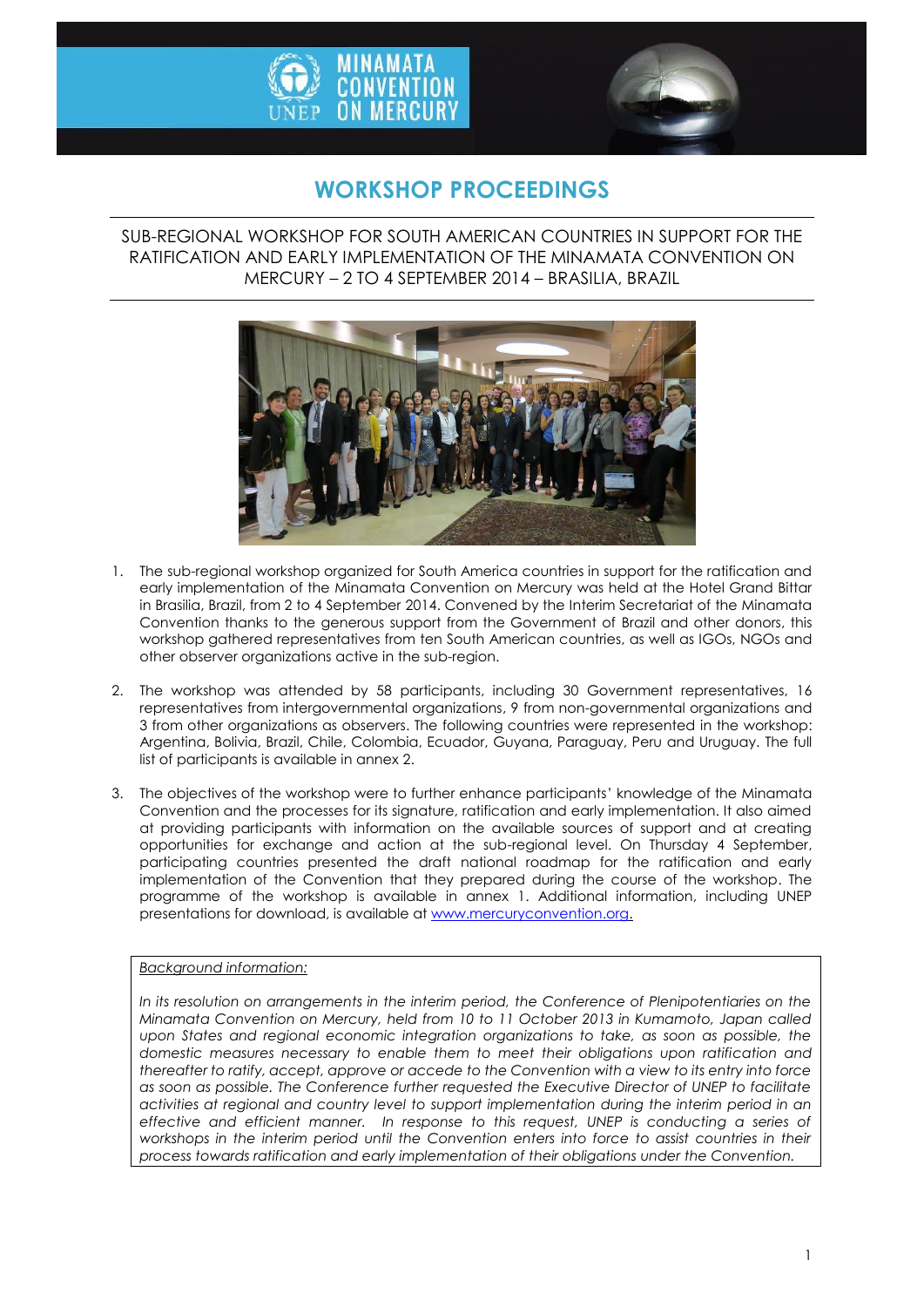# WORKSHOP PROCEEDINGS

SUB-REGIONAL WORKSHOP FOR SOUTH AMERICAN COUNTRIES IN SUPPORT FOR THE RATIFICATION AND EARLY IMPLEMENTATION OF THE MINAMATA CONVENTION ON MERCURY – 2 TO 4 SEPTEMBER 2014 – BRASILIA, BRAZIL

1. The sub-regional workshop organized for South America countries in support for the ratification and early implementation of the Minamata Convention on Mercury was held at the Hotel Grand Bittar in Brasilia, Brazil, from 2 to 4 September 2014. Convened by the Interim Secretariat of the Minamata Convention thanks to the generous support from the Government of Brazil and other donors, this workshop gathered representatives from ten South American countries, as well as IGOs, NGOs and other observer organizations active in the sub-region.

2. The workshop was attended by 58 participants, including 30 Government representatives, 16 representatives from intergovernmental organizations, 9 from non-governmental organizations and 3 from other organizations as observers. The following countries were represented in the workshop: Argentina, Bolivia, Brazil, Chile, Colombia, Ecuador, Guyana, Paraguay, Peru and Uruguay. The full list of participants is available in annex 2.

3. The objectives of the workshop were to further enhance participants' knowledge of the Minamata Convention and the processes for its signature, ratification and early implementation. It also aimed at providing participants with information on the available sources of support and at creating opportunities for exchange and action at the sub-regional level. On Thursday 4 September, participating countries presented the draft national roadmap for the ratification and early implementation of the Convention that they prepared during the course of the workshop. The programme of the workshop is available in annex 1. Additional information, including UNEP presentations for download, is available at [www.mercuryconvention.org](www.mercuryconvention.org).

<u>Background information:</u>

*In its resolution on arrangements in the interim period, the Conference of Plenipotentiaries on the Minamata Convention on Mercury, held from 10 to 11 October 2013 in Kumamoto, Japan called upon States and regional economic integration organizations to take, as soon as possible, the domestic measures necessary to enable them to meet their obligations upon ratification and thereafter to ratify, accept, approve or accede to the Convention with a view to its entry into force as soon as possible. The Conference further requested the Executive Director of UNEP to facilitate activities at regional and country level to support implementation during the interim period in an effective and efficient manner. In response to this request, UNEP is conducting a series of workshops in the interim period until the Convention enters into force to assist countries in their process towards ratification and early implementation of their obligations under the Convention.*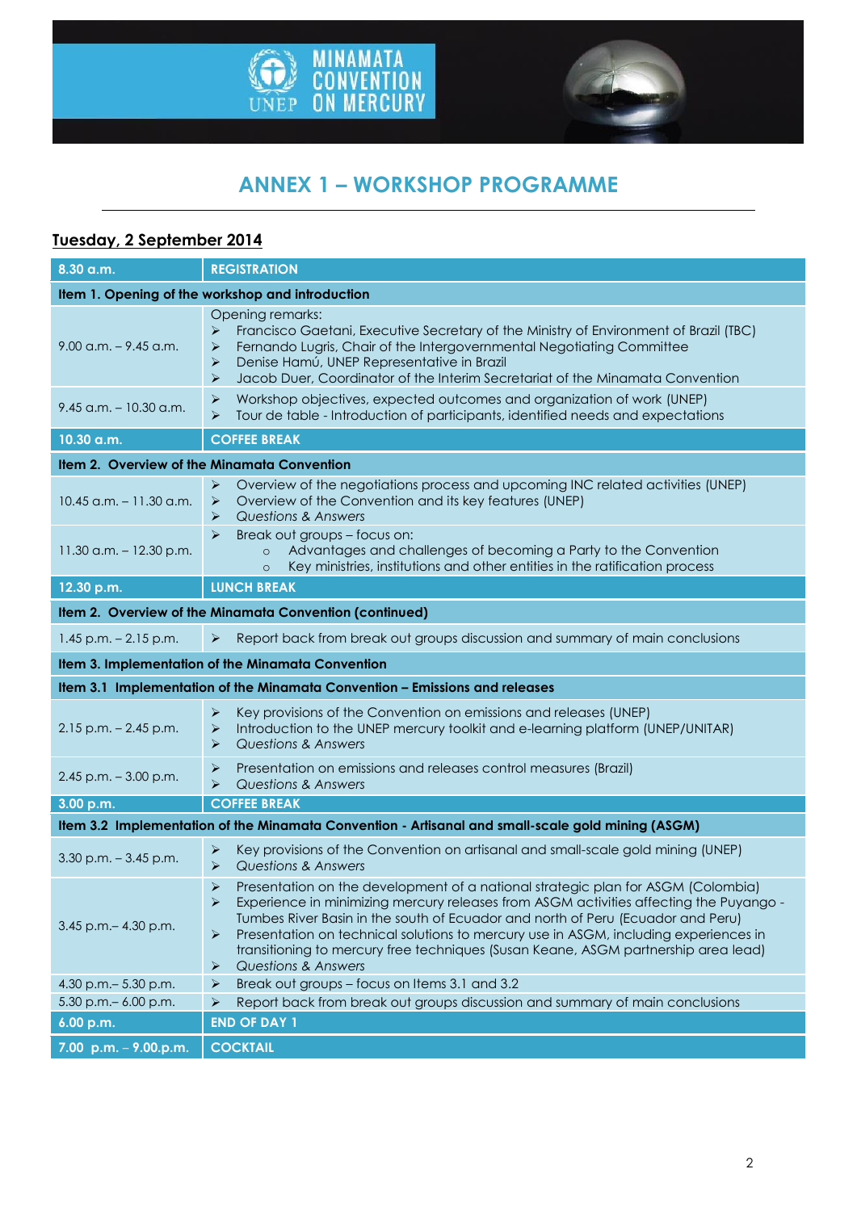# ANNEX 1 – WORKSHOP PROGRAMME

## Tuesday, 2 September 2014

| 8.30 a.m. | REGISTRATION |
|---|---|
| **Item 1. Opening of the workshop and introduction** | |
| 9.00 a.m. – 9.45 a.m. | Opening remarks:<br>➢ Francisco Gaetani, Executive Secretary of the Ministry of Environment of Brazil (TBC)<br>➢ Fernando Lugris, Chair of the Intergovernmental Negotiating Committee<br>➢ Denise Hamú, UNEP Representative in Brazil<br>➢ Jacob Duer, Coordinator of the Interim Secretariat of the Minamata Convention |
| 9.45 a.m. – 10.30 a.m. | ➢ Workshop objectives, expected outcomes and organization of work (UNEP)<br>➢ Tour de table - Introduction of participants, identified needs and expectations |
| **10.30 a.m.** | **COFFEE BREAK** |
| **Item 2. Overview of the Minamata Convention** | |
| 10.45 a.m. – 11.30 a.m. | ➢ Overview of the negotiations process and upcoming INC related activities (UNEP)<br>➢ Overview of the Convention and its key features (UNEP)<br>➢ *Questions & Answers* |
| 11.30 a.m. – 12.30 p.m. | ➢ Break out groups – focus on:<br>○ Advantages and challenges of becoming a Party to the Convention<br>○ Key ministries, institutions and other entities in the ratification process |
| **12.30 p.m.** | **LUNCH BREAK** |
| **Item 2. Overview of the Minamata Convention (continued)** | |
| 1.45 p.m. – 2.15 p.m. | ➢ Report back from break out groups discussion and summary of main conclusions |
| **Item 3. Implementation of the Minamata Convention** | |
| **Item 3.1 Implementation of the Minamata Convention – Emissions and releases** | |
| 2.15 p.m. – 2.45 p.m. | ➢ Key provisions of the Convention on emissions and releases (UNEP)<br>➢ Introduction to the UNEP mercury toolkit and e-learning platform (UNEP/UNITAR)<br>➢ *Questions & Answers* |
| 2.45 p.m. – 3.00 p.m. | ➢ Presentation on emissions and releases control measures (Brazil)<br>➢ *Questions & Answers* |
| **3.00 p.m.** | **COFFEE BREAK** |
| **Item 3.2 Implementation of the Minamata Convention - Artisanal and small-scale gold mining (ASGM)** | |
| 3.30 p.m. – 3.45 p.m. | ➢ Key provisions of the Convention on artisanal and small-scale gold mining (UNEP)<br>➢ *Questions & Answers* |
| 3.45 p.m.– 4.30 p.m. | ➢ Presentation on the development of a national strategic plan for ASGM (Colombia)<br>➢ Experience in minimizing mercury releases from ASGM activities affecting the Puyango - Tumbes River Basin in the south of Ecuador and north of Peru (Ecuador and Peru)<br>➢ Presentation on technical solutions to mercury use in ASGM, including experiences in transitioning to mercury free techniques (Susan Keane, ASGM partnership area lead)<br>➢ *Questions & Answers* |
| 4.30 p.m.– 5.30 p.m. | ➢ Break out groups – focus on Items 3.1 and 3.2 |
| 5.30 p.m.– 6.00 p.m. | ➢ Report back from break out groups discussion and summary of main conclusions |
| **6.00 p.m.** | **END OF DAY 1** |
| **7.00 p.m. – 9.00.p.m.** | **COCKTAIL** |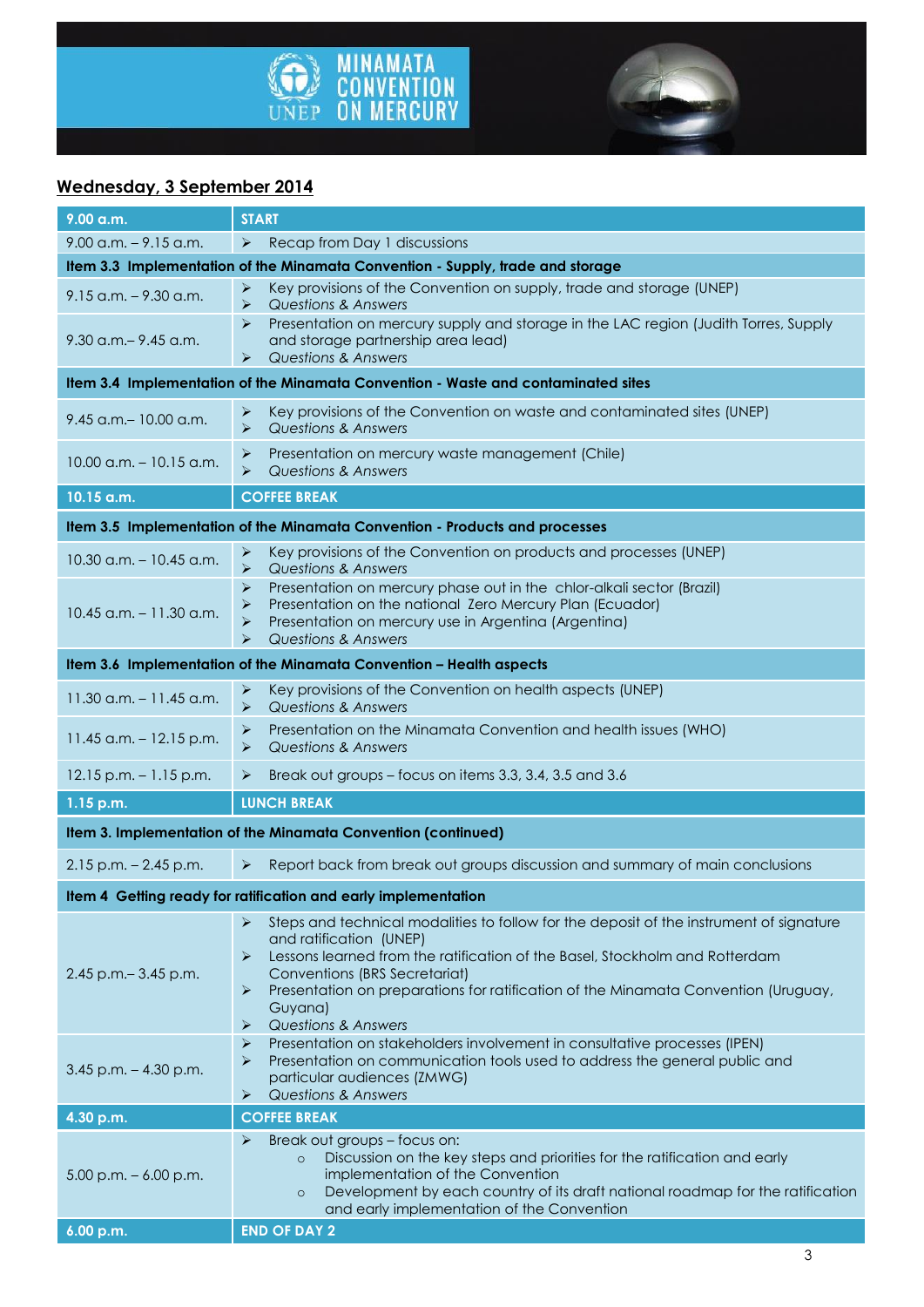## Wednesday, 3 September 2014

| 9.00 a.m. | START |
|---|---|
| 9.00 a.m. – 9.15 a.m. | ➢ Recap from Day 1 discussions |
| **Item 3.3 Implementation of the Minamata Convention - Supply, trade and storage** | |
| 9.15 a.m. – 9.30 a.m. | ➢ Key provisions of the Convention on supply, trade and storage (UNEP)<br>➢ *Questions & Answers* |
| 9.30 a.m.– 9.45 a.m. | ➢ Presentation on mercury supply and storage in the LAC region (Judith Torres, Supply and storage partnership area lead)<br>➢ *Questions & Answers* |
| **Item 3.4 Implementation of the Minamata Convention - Waste and contaminated sites** | |
| 9.45 a.m.– 10.00 a.m. | ➢ Key provisions of the Convention on waste and contaminated sites (UNEP)<br>➢ *Questions & Answers* |
| 10.00 a.m. – 10.15 a.m. | ➢ Presentation on mercury waste management (Chile)<br>➢ *Questions & Answers* |
| **10.15 a.m.** | **COFFEE BREAK** |
| **Item 3.5 Implementation of the Minamata Convention - Products and processes** | |
| 10.30 a.m. – 10.45 a.m. | ➢ Key provisions of the Convention on products and processes (UNEP)<br>➢ *Questions & Answers* |
| 10.45 a.m. – 11.30 a.m. | ➢ Presentation on mercury phase out in the chlor-alkali sector (Brazil)<br>➢ Presentation on the national Zero Mercury Plan (Ecuador)<br>➢ Presentation on mercury use in Argentina (Argentina)<br>➢ *Questions & Answers* |
| **Item 3.6 Implementation of the Minamata Convention – Health aspects** | |
| 11.30 a.m. – 11.45 a.m. | ➢ Key provisions of the Convention on health aspects (UNEP)<br>➢ *Questions & Answers* |
| 11.45 a.m. – 12.15 p.m. | ➢ Presentation on the Minamata Convention and health issues (WHO)<br>➢ *Questions & Answers* |
| 12.15 p.m. – 1.15 p.m. | ➢ Break out groups – focus on items 3.3, 3.4, 3.5 and 3.6 |
| **1.15 p.m.** | **LUNCH BREAK** |
| **Item 3. Implementation of the Minamata Convention (continued)** | |
| 2.15 p.m. – 2.45 p.m. | ➢ Report back from break out groups discussion and summary of main conclusions |
| **Item 4 Getting ready for ratification and early implementation** | |
| 2.45 p.m.– 3.45 p.m. | ➢ Steps and technical modalities to follow for the deposit of the instrument of signature and ratification (UNEP)<br>➢ Lessons learned from the ratification of the Basel, Stockholm and Rotterdam Conventions (BRS Secretariat)<br>➢ Presentation on preparations for ratification of the Minamata Convention (Uruguay, Guyana)<br>➢ *Questions & Answers* |
| 3.45 p.m. – 4.30 p.m. | ➢ Presentation on stakeholders involvement in consultative processes (IPEN)<br>➢ Presentation on communication tools used to address the general public and particular audiences (ZMWG)<br>➢ *Questions & Answers* |
| **4.30 p.m.** | **COFFEE BREAK** |
| 5.00 p.m. – 6.00 p.m. | ➢ Break out groups – focus on:<br>○ Discussion on the key steps and priorities for the ratification and early implementation of the Convention<br>○ Development by each country of its draft national roadmap for the ratification and early implementation of the Convention |
| **6.00 p.m.** | **END OF DAY 2** |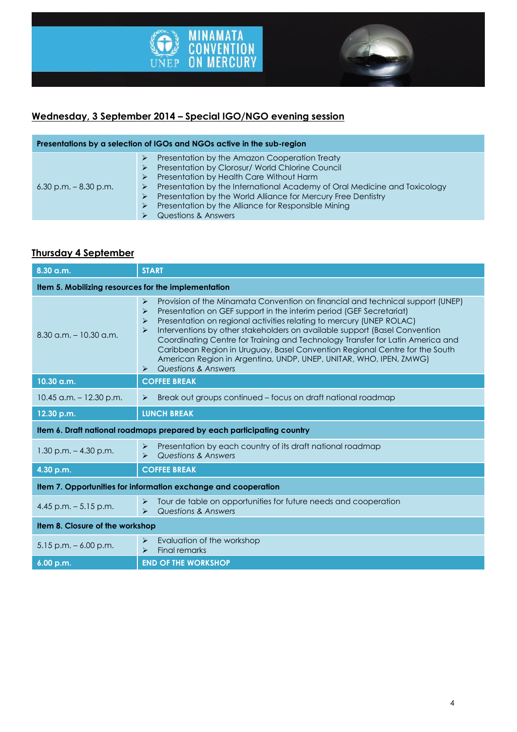## Wednesday, 3 September 2014 – Special IGO/NGO evening session

| Presentations by a selection of IGOs and NGOs active in the sub-region | |
|---|---|
| 6.30 p.m. – 8.30 p.m. | ➢ Presentation by the Amazon Cooperation Treaty<br>➢ Presentation by Clorosur/ World Chlorine Council<br>➢ Presentation by Health Care Without Harm<br>➢ Presentation by the International Academy of Oral Medicine and Toxicology<br>➢ Presentation by the World Alliance for Mercury Free Dentistry<br>➢ Presentation by the Alliance for Responsible Mining<br>➢ Questions & Answers |

## Thursday 4 September

| **8.30 a.m.** | **START** |
|---|---|
| **Item 5. Mobilizing resources for the implementation** | |
| 8.30 a.m. – 10.30 a.m. | ➢ Provision of the Minamata Convention on financial and technical support (UNEP)<br>➢ Presentation on GEF support in the interim period (GEF Secretariat)<br>➢ Presentation on regional activities relating to mercury (UNEP ROLAC)<br>➢ Interventions by other stakeholders on available support (Basel Convention Coordinating Centre for Training and Technology Transfer for Latin America and Caribbean Region in Uruguay, Basel Convention Regional Centre for the South American Region in Argentina, UNDP, UNEP, UNITAR, WHO, IPEN, ZMWG)<br>➢ *Questions & Answers* |
| **10.30 a.m.** | **COFFEE BREAK** |
| 10.45 a.m. – 12.30 p.m. | ➢ Break out groups continued – focus on draft national roadmap |
| **12.30 p.m.** | **LUNCH BREAK** |
| **Item 6. Draft national roadmaps prepared by each participating country** | |
| 1.30 p.m. – 4.30 p.m. | ➢ Presentation by each country of its draft national roadmap<br>➢ *Questions & Answers* |
| **4.30 p.m.** | **COFFEE BREAK** |
| **Item 7. Opportunities for information exchange and cooperation** | |
| 4.45 p.m. – 5.15 p.m. | ➢ Tour de table on opportunities for future needs and cooperation<br>➢ *Questions & Answers* |
| **Item 8. Closure of the workshop** | |
| 5.15 p.m. – 6.00 p.m. | ➢ Evaluation of the workshop<br>➢ Final remarks |
| **6.00 p.m.** | **END OF THE WORKSHOP** |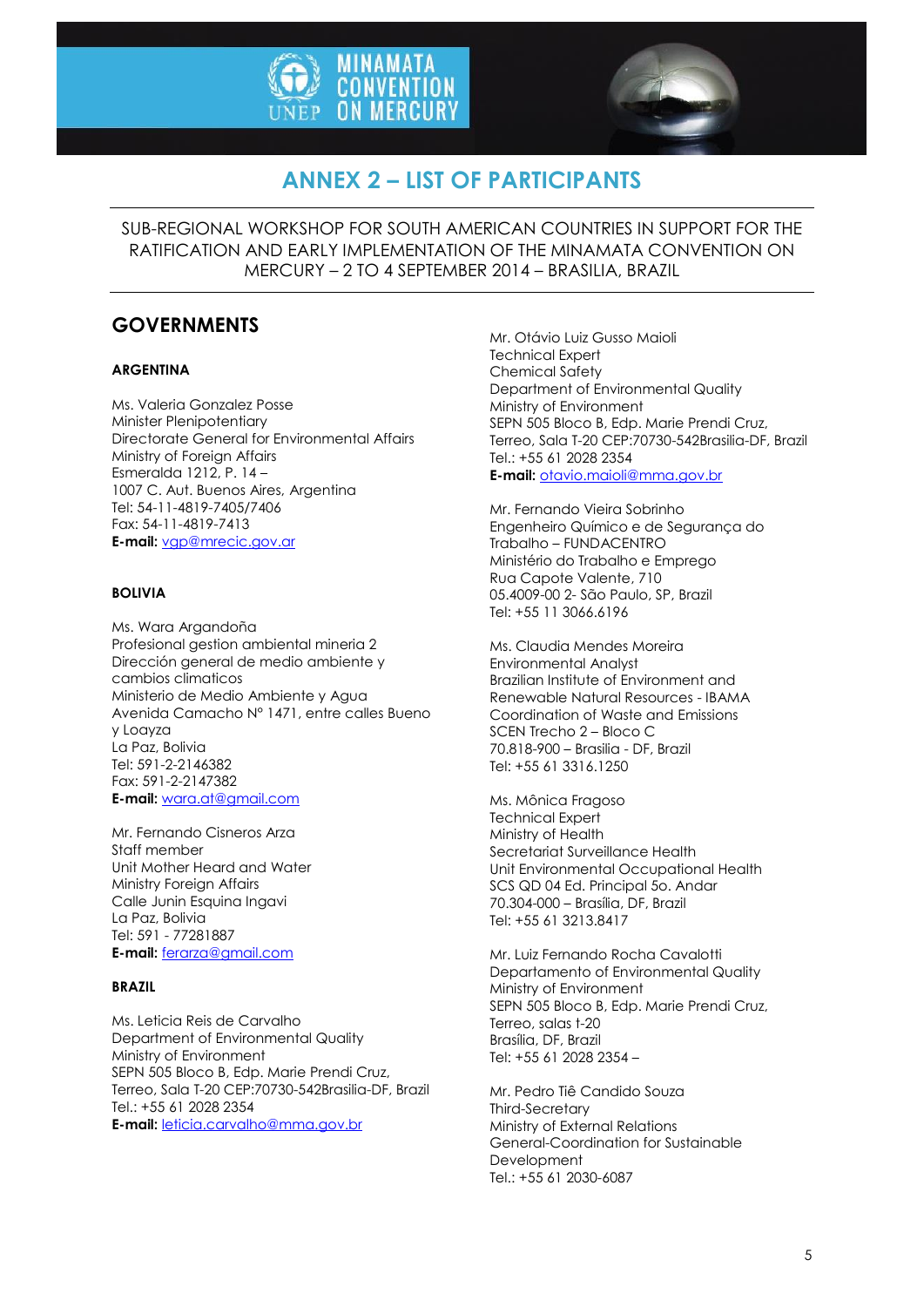# ANNEX 2 – LIST OF PARTICIPANTS

SUB-REGIONAL WORKSHOP FOR SOUTH AMERICAN COUNTRIES IN SUPPORT FOR THE RATIFICATION AND EARLY IMPLEMENTATION OF THE MINAMATA CONVENTION ON MERCURY – 2 TO 4 SEPTEMBER 2014 – BRASILIA, BRAZIL

## GOVERNMENTS

### ARGENTINA

Ms. Valeria Gonzalez Posse
Minister Plenipotentiary
Directorate General for Environmental Affairs
Ministry of Foreign Affairs
Esmeralda 1212, P. 14 –
1007 C. Aut. Buenos Aires, Argentina
Tel: 54-11-4819-7405/7406
Fax: 54-11-4819-7413
**E-mail:** vgp@mrecic.gov.ar

### BOLIVIA

Ms. Wara Argandoña
Profesional gestion ambiental mineria 2
Dirección general de medio ambiente y cambios climaticos
Ministerio de Medio Ambiente y Agua
Avenida Camacho N° 1471, entre calles Bueno y Loayza
La Paz, Bolivia
Tel: 591-2-2146382
Fax: 591-2-2147382
**E-mail:** wara.at@gmail.com

Mr. Fernando Cisneros Arza
Staff member
Unit Mother Heard and Water
Ministry Foreign Affairs
Calle Junin Esquina Ingavi
La Paz, Bolivia
Tel: 591 - 77281887
**E-mail:** ferarza@gmail.com

### BRAZIL

Ms. Leticia Reis de Carvalho
Department of Environmental Quality
Ministry of Environment
SEPN 505 Bloco B, Edp. Marie Prendi Cruz,
Terreo, Sala T-20 CEP:70730-542Brasilia-DF, Brazil
Tel.: +55 61 2028 2354
**E-mail:** leticia.carvalho@mma.gov.br

Mr. Otávio Luiz Gusso Maioli
Technical Expert
Chemical Safety
Department of Environmental Quality
Ministry of Environment
SEPN 505 Bloco B, Edp. Marie Prendi Cruz,
Terreo, Sala T-20 CEP:70730-542Brasilia-DF, Brazil
Tel.: +55 61 2028 2354
**E-mail:** otavio.maioli@mma.gov.br

Mr. Fernando Vieira Sobrinho
Engenheiro Químico e de Segurança do Trabalho – FUNDACENTRO
Ministério do Trabalho e Emprego
Rua Capote Valente, 710
05.4009-00 2- São Paulo, SP, Brazil
Tel: +55 11 3066.6196

Ms. Claudia Mendes Moreira
Environmental Analyst
Brazilian Institute of Environment and Renewable Natural Resources - IBAMA
Coordination of Waste and Emissions
SCEN Trecho 2 – Bloco C
70.818-900 – Brasilia - DF, Brazil
Tel: +55 61 3316.1250

Ms. Mônica Fragoso
Technical Expert
Ministry of Health
Secretariat Surveillance Health
Unit Environmental Occupational Health
SCS QD 04 Ed. Principal 5o. Andar
70.304-000 – Brasília, DF, Brazil
Tel: +55 61 3213.8417

Mr. Luiz Fernando Rocha Cavalotti
Departamento of Environmental Quality
Ministry of Environment
SEPN 505 Bloco B, Edp. Marie Prendi Cruz,
Terreo, salas t-20
Brasília, DF, Brazil
Tel: +55 61 2028 2354 –

Mr. Pedro Tiê Candido Souza
Third-Secretary
Ministry of External Relations
General-Coordination for Sustainable Development
Tel.: +55 61 2030-6087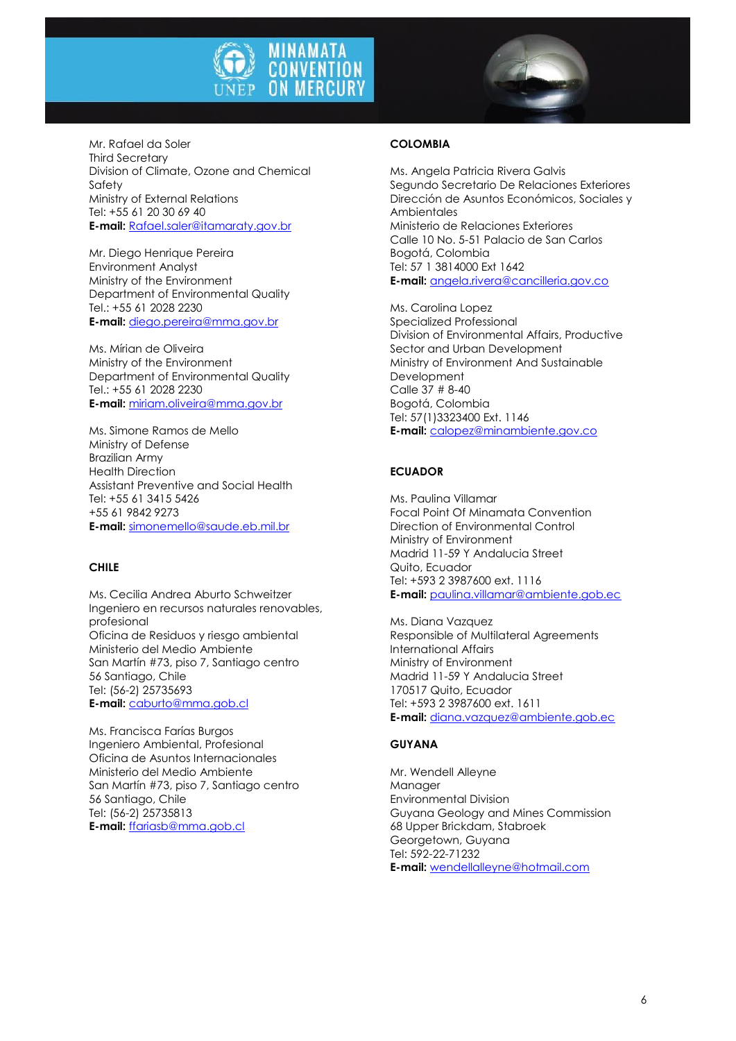Mr. Rafael da Soler
Third Secretary
Division of Climate, Ozone and Chemical Safety
Ministry of External Relations
Tel: +55 61 20 30 69 40
**E-mail:** Rafael.saler@itamaraty.gov.br

Mr. Diego Henrique Pereira
Environment Analyst
Ministry of the Environment
Department of Environmental Quality
Tel.: +55 61 2028 2230
**E-mail:** diego.pereira@mma.gov.br

Ms. Mírian de Oliveira
Ministry of the Environment
Department of Environmental Quality
Tel.: +55 61 2028 2230
**E-mail:** miriam.oliveira@mma.gov.br

Ms. Simone Ramos de Mello
Ministry of Defense
Brazilian Army
Health Direction
Assistant Preventive and Social Health
Tel: +55 61 3415 5426
+55 61 9842 9273
**E-mail:** simonemello@saude.eb.mil.br

**CHILE**

Ms. Cecilia Andrea Aburto Schweitzer
Ingeniero en recursos naturales renovables, profesional
Oficina de Residuos y riesgo ambiental
Ministerio del Medio Ambiente
San Martín #73, piso 7, Santiago centro
56 Santiago, Chile
Tel: (56-2) 25735693
**E-mail:** caburto@mma.gob.cl

Ms. Francisca Farías Burgos
Ingeniero Ambiental, Profesional
Oficina de Asuntos Internacionales
Ministerio del Medio Ambiente
San Martín #73, piso 7, Santiago centro
56 Santiago, Chile
Tel: (56-2) 25735813
**E-mail:** ffariasb@mma.gob.cl

**COLOMBIA**

Ms. Angela Patricia Rivera Galvis
Segundo Secretario De Relaciones Exteriores
Dirección de Asuntos Económicos, Sociales y Ambientales
Ministerio de Relaciones Exteriores
Calle 10 No. 5-51 Palacio de San Carlos
Bogotá, Colombia
Tel: 57 1 3814000 Ext 1642
**E-mail:** angela.rivera@cancilleria.gov.co

Ms. Carolina Lopez
Specialized Professional
Division of Environmental Affairs, Productive Sector and Urban Development
Ministry of Environment And Sustainable Development
Calle 37 # 8-40
Bogotá, Colombia
Tel: 57(1)3323400 Ext. 1146
**E-mail:** calopez@minambiente.gov.co

**ECUADOR**

Ms. Paulina Villamar
Focal Point Of Minamata Convention
Direction of Environmental Control
Ministry of Environment
Madrid 11-59 Y Andalucia Street
Quito, Ecuador
Tel: +593 2 3987600 ext. 1116
**E-mail:** paulina.villamar@ambiente.gob.ec

Ms. Diana Vazquez
Responsible of Multilateral Agreements
International Affairs
Ministry of Environment
Madrid 11-59 Y Andalucia Street
170517 Quito, Ecuador
Tel: +593 2 3987600 ext. 1611
**E-mail:** diana.vazquez@ambiente.gob.ec

**GUYANA**

Mr. Wendell Alleyne
Manager
Environmental Division
Guyana Geology and Mines Commission
68 Upper Brickdam, Stabroek
Georgetown, Guyana
Tel: 592-22-71232
**E-mail:** wendellalleyne@hotmail.com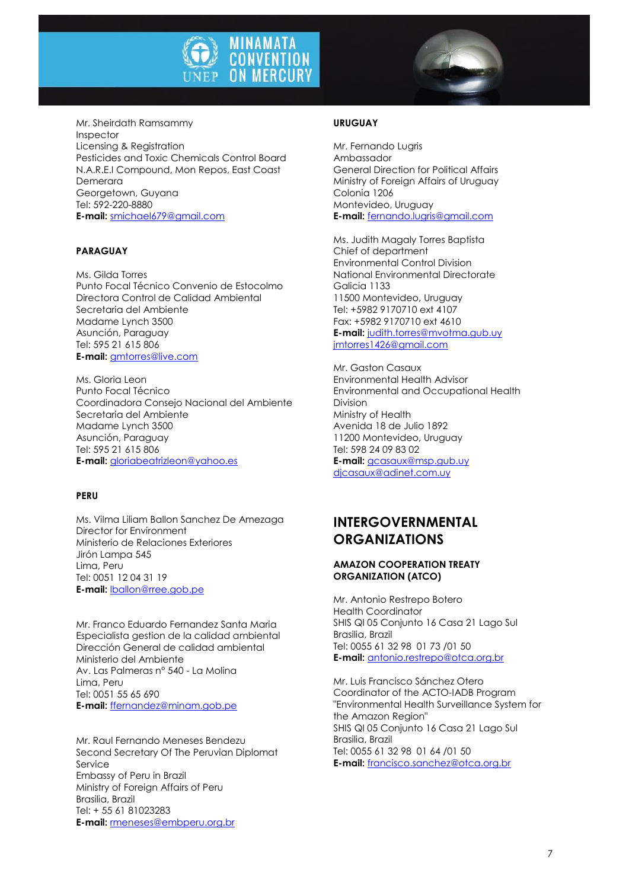Mr. Sheirdath Ramsammy
Inspector
Licensing & Registration
Pesticides and Toxic Chemicals Control Board
N.A.R.E.I Compound, Mon Repos, East Coast Demerara
Georgetown, Guyana
Tel: 592-220-8880
**E-mail:** smichael679@gmail.com

**PARAGUAY**

Ms. Gilda Torres
Punto Focal Técnico Convenio de Estocolmo
Directora Control de Calidad Ambiental
Secretaria del Ambiente
Madame Lynch 3500
Asunción, Paraguay
Tel: 595 21 615 806
**E-mail:** gmtorres@live.com

Ms. Gloria Leon
Punto Focal Técnico
Coordinadora Consejo Nacional del Ambiente
Secretaria del Ambiente
Madame Lynch 3500
Asunción, Paraguay
Tel: 595 21 615 806
**E-mail:** gloriabeatrizleon@yahoo.es

**PERU**

Ms. Vilma Liliam Ballon Sanchez De Amezaga
Director for Environment
Ministerio de Relaciones Exteriores
Jirón Lampa 545
Lima, Peru
Tel: 0051 12 04 31 19
**E-mail:** lballon@rree.gob.pe

Mr. Franco Eduardo Fernandez Santa Maria
Especialista gestion de la calidad ambiental
Dirección General de calidad ambiental
Ministerio del Ambiente
Av. Las Palmeras n° 540 - La Molina
Lima, Peru
Tel: 0051 55 65 690
**E-mail:** ffernandez@minam.gob.pe

Mr. Raul Fernando Meneses Bendezu
Second Secretary Of The Peruvian Diplomat Service
Embassy of Peru in Brazil
Ministry of Foreign Affairs of Peru
Brasilia, Brazil
Tel: + 55 61 81023283
**E-mail:** rmeneses@embperu.org.br

**URUGUAY**

Mr. Fernando Lugris
Ambassador
General Direction for Political Affairs
Ministry of Foreign Affairs of Uruguay
Colonia 1206
Montevideo, Uruguay
**E-mail:** fernando.lugris@gmail.com

Ms. Judith Magaly Torres Baptista
Chief of department
Environmental Control Division
National Environmental Directorate
Galicia 1133
11500 Montevideo, Uruguay
Tel: +5982 9170710 ext 4107
Fax: +5982 9170710 ext 4610
**E-mail:** judith.torres@mvotma.gub.uy
jmtorres1426@gmail.com

Mr. Gaston Casaux
Environmental Health Advisor
Environmental and Occupational Health Division
Ministry of Health
Avenida 18 de Julio 1892
11200 Montevideo, Uruguay
Tel: 598 24 09 83 02
**E-mail:** gcasaux@msp.gub.uy
djcasaux@adinet.com.uy

## INTERGOVERNMENTAL ORGANIZATIONS

**AMAZON COOPERATION TREATY ORGANIZATION (ATCO)**

Mr. Antonio Restrepo Botero
Health Coordinator
SHIS QI 05 Conjunto 16 Casa 21 Lago Sul
Brasilia, Brazil
Tel: 0055 61 32 98 01 73 /01 50
**E-mail:** antonio.restrepo@otca.org.br

Mr. Luis Francisco Sánchez Otero
Coordinator of the ACTO-IADB Program "Environmental Health Surveillance System for the Amazon Region"
SHIS QI 05 Conjunto 16 Casa 21 Lago Sul
Brasilia, Brazil
Tel: 0055 61 32 98 01 64 /01 50
**E-mail:** francisco.sanchez@otca.org.br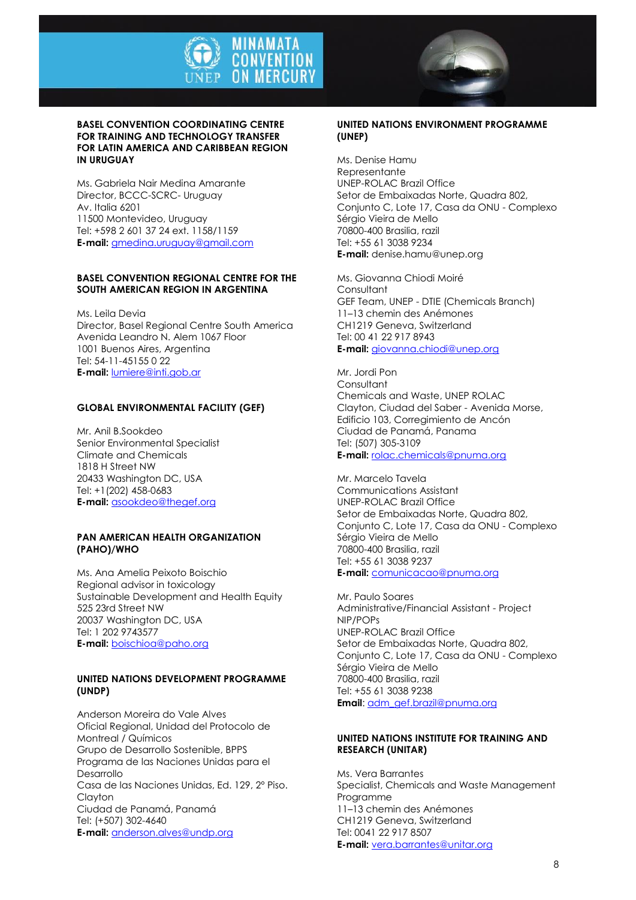## BASEL CONVENTION COORDINATING CENTRE FOR TRAINING AND TECHNOLOGY TRANSFER FOR LATIN AMERICA AND CARIBBEAN REGION IN URUGUAY

Ms. Gabriela Nair Medina Amarante
Director, BCCC-SCRC- Uruguay
Av. Italia 6201
11500 Montevideo, Uruguay
Tel: +598 2 601 37 24 ext. 1158/1159
**E-mail:** gmedina.uruguay@gmail.com

## BASEL CONVENTION REGIONAL CENTRE FOR THE SOUTH AMERICAN REGION IN ARGENTINA

Ms. Leila Devia
Director, Basel Regional Centre South America
Avenida Leandro N. Alem 1067 Floor
1001 Buenos Aires, Argentina
Tel: 54-11-45155 0 22
**E-mail:** lumiere@inti.gob.ar

## GLOBAL ENVIRONMENTAL FACILITY (GEF)

Mr. Anil B.Sookdeo
Senior Environmental Specialist
Climate and Chemicals
1818 H Street NW
20433 Washington DC, USA
Tel: +1(202) 458-0683
**E-mail:** asookdeo@thegef.org

## PAN AMERICAN HEALTH ORGANIZATION (PAHO)/WHO

Ms. Ana Amelia Peixoto Boischio
Regional advisor in toxicology
Sustainable Development and Health Equity
525 23rd Street NW
20037 Washington DC, USA
Tel: 1 202 9743577
**E-mail:** boischioa@paho.org

## UNITED NATIONS DEVELOPMENT PROGRAMME (UNDP)

Anderson Moreira do Vale Alves
Oficial Regional, Unidad del Protocolo de Montreal / Químicos
Grupo de Desarrollo Sostenible, BPPS
Programa de las Naciones Unidas para el Desarrollo
Casa de las Naciones Unidas, Ed. 129, 2° Piso. Clayton
Ciudad de Panamá, Panamá
Tel: (+507) 302-4640
**E-mail:** anderson.alves@undp.org

## UNITED NATIONS ENVIRONMENT PROGRAMME (UNEP)

Ms. Denise Hamu
Representante
UNEP-ROLAC Brazil Office
Setor de Embaixadas Norte, Quadra 802, Conjunto C, Lote 17, Casa da ONU - Complexo Sérgio Vieira de Mello
70800-400 Brasilia, razil
Tel: +55 61 3038 9234
**E-mail:** denise.hamu@unep.org

Ms. Giovanna Chiodi Moiré
Consultant
GEF Team, UNEP - DTIE (Chemicals Branch)
11–13 chemin des Anémones
CH1219 Geneva, Switzerland
Tel: 00 41 22 917 8943
**E-mail:** giovanna.chiodi@unep.org

Mr. Jordi Pon
Consultant
Chemicals and Waste, UNEP ROLAC
Clayton, Ciudad del Saber - Avenida Morse, Edificio 103, Corregimiento de Ancón
Ciudad de Panamá, Panama
Tel: (507) 305-3109
**E-mail:** rolac.chemicals@pnuma.org

Mr. Marcelo Tavela
Communications Assistant
UNEP-ROLAC Brazil Office
Setor de Embaixadas Norte, Quadra 802, Conjunto C, Lote 17, Casa da ONU - Complexo Sérgio Vieira de Mello
70800-400 Brasilia, razil
Tel: +55 61 3038 9237
**E-mail:** comunicacao@pnuma.org

Mr. Paulo Soares
Administrative/Financial Assistant - Project NIP/POPs
UNEP-ROLAC Brazil Office
Setor de Embaixadas Norte, Quadra 802, Conjunto C, Lote 17, Casa da ONU - Complexo Sérgio Vieira de Mello
70800-400 Brasilia, razil
Tel: +55 61 3038 9238
**Email**: adm_gef.brazil@pnuma.org

## UNITED NATIONS INSTITUTE FOR TRAINING AND RESEARCH (UNITAR)

Ms. Vera Barrantes
Specialist, Chemicals and Waste Management Programme
11–13 chemin des Anémones
CH1219 Geneva, Switzerland
Tel: 0041 22 917 8507
**E-mail:** vera.barrantes@unitar.org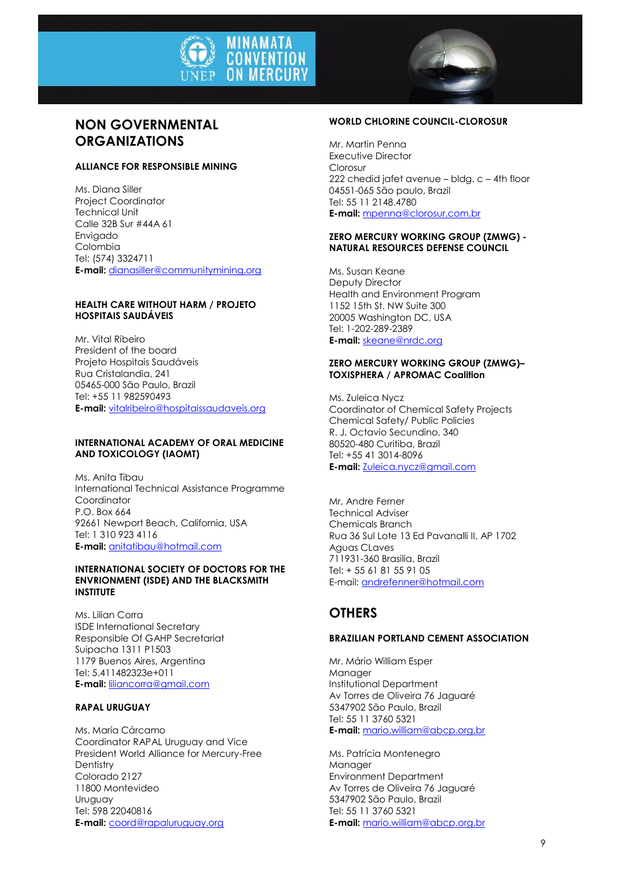## NON GOVERNMENTAL ORGANIZATIONS

### ALLIANCE FOR RESPONSIBLE MINING

Ms. Diana Siller
Project Coordinator
Technical Unit
Calle 32B Sur #44A 61
Envigado
Colombia
Tel: (574) 3324711
**E-mail:** dianasiller@communitymining.org

### HEALTH CARE WITHOUT HARM / PROJETO HOSPITAIS SAUDÁVEIS

Mr. Vital Ribeiro
President of the board
Projeto Hospitais Saudáveis
Rua Cristalandia, 241
05465-000 São Paulo, Brazil
Tel: +55 11 982590493
**E-mail:** vitalribeiro@hospitaissaudaveis.org

### INTERNATIONAL ACADEMY OF ORAL MEDICINE AND TOXICOLOGY (IAOMT)

Ms. Anita Tibau
International Technical Assistance Programme Coordinator
P.O. Box 664
92661 Newport Beach, California, USA
Tel: 1 310 923 4116
**E-mail:** anitatibau@hotmail.com

### INTERNATIONAL SOCIETY OF DOCTORS FOR THE ENVRIONMENT (ISDE) AND THE BLACKSMITH INSTITUTE

Ms. Lilian Corra
ISDE International Secretary
Responsible Of GAHP Secretariat
Suipacha 1311 P1503
1179 Buenos Aires, Argentina
Tel: 5.411482323e+011
**E-mail:** liliancorra@gmail.com

### RAPAL URUGUAY

Ms. María Cárcamo
Coordinator RAPAL Uruguay and Vice President World Alliance for Mercury-Free Dentistry
Colorado 2127
11800 Montevideo
Uruguay
Tel: 598 22040816
**E-mail:** coord@rapaluruguay.org

### WORLD CHLORINE COUNCIL-CLOROSUR

Mr. Martin Penna
Executive Director
Clorosur
222 chedid jafet avenue – bldg. c – 4th floor
04551-065 São paulo, Brazil
Tel: 55 11 2148.4780
**E-mail:** mpenna@clorosur.com.br

### ZERO MERCURY WORKING GROUP (ZMWG) - NATURAL RESOURCES DEFENSE COUNCIL

Ms. Susan Keane
Deputy Director
Health and Environment Program
1152 15th St. NW Suite 300
20005 Washington DC, USA
Tel: 1-202-289-2389
**E-mail:** skeane@nrdc.org

### ZERO MERCURY WORKING GROUP (ZMWG)– TOXISPHERA / APROMAC Coalition

Ms. Zuleica Nycz
Coordinator of Chemical Safety Projects
Chemical Safety/ Public Policies
R. J. Octavio Secundino, 340
80520-480 Curitiba, Brazil
Tel: +55 41 3014-8096
**E-mail:** Zuleica.nycz@gmail.com

Mr, Andre Ferner
Technical Adviser
Chemicals Branch
Rua 36 Sul Lote 13 Ed Pavanalli II, AP 1702
Aguas CLaves
711931-360 Brasilia, Brazil
Tel: + 55 61 81 55 91 05
E-mail: andrefenner@hotmail.com

## OTHERS

### BRAZILIAN PORTLAND CEMENT ASSOCIATION

Mr. Mário William Esper
Manager
Institutional Department
Av Torres de Oliveira 76 Jaguaré
5347902 São Paulo, Brazil
Tel: 55 11 3760 5321
**E-mail:** mario.william@abcp.org.br

Ms. Patrícia Montenegro
Manager
Environment Department
Av Torres de Oliveira 76 Jaguaré
5347902 São Paulo, Brazil
Tel: 55 11 3760 5321
**E-mail:** mario.william@abcp.org.br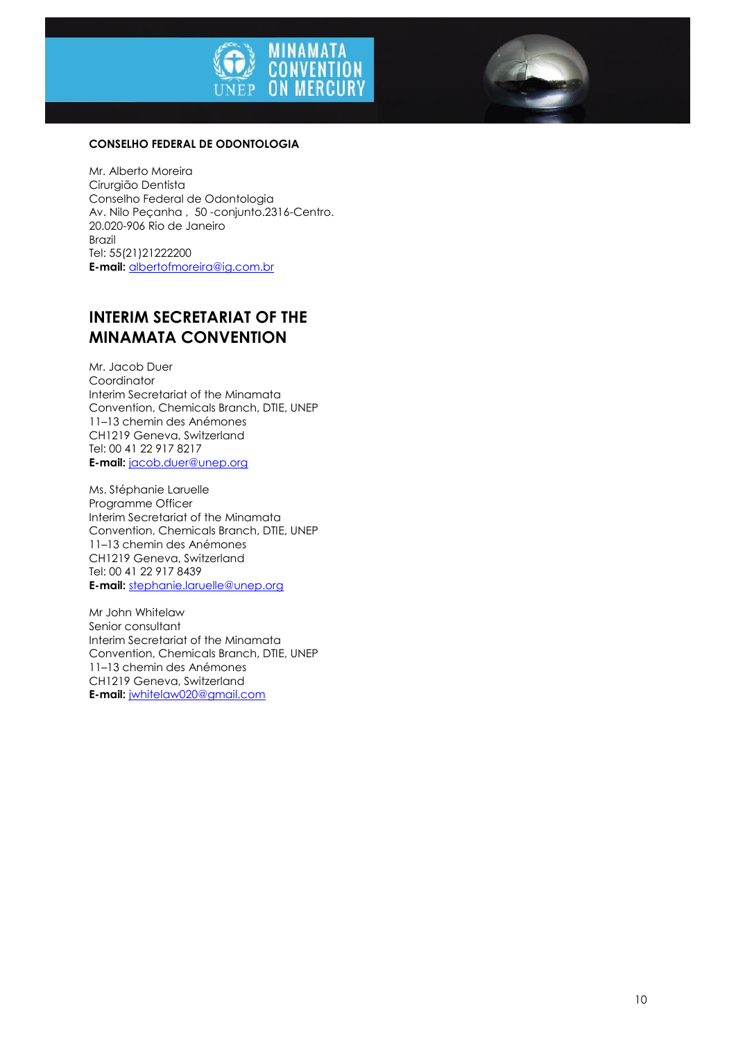**CONSELHO FEDERAL DE ODONTOLOGIA**

Mr. Alberto Moreira
Cirurgião Dentista
Conselho Federal de Odontologia
Av. Nilo Peçanha , 50 -conjunto.2316-Centro.
20.020-906 Rio de Janeiro
Brazil
Tel: 55(21)21222200
**E-mail:** albertofmoreira@ig.com.br

## INTERIM SECRETARIAT OF THE MINAMATA CONVENTION

Mr. Jacob Duer
Coordinator
Interim Secretariat of the Minamata Convention, Chemicals Branch, DTIE, UNEP
11–13 chemin des Anémones
CH1219 Geneva, Switzerland
Tel: 00 41 22 917 8217
**E-mail:** jacob.duer@unep.org

Ms. Stéphanie Laruelle
Programme Officer
Interim Secretariat of the Minamata Convention, Chemicals Branch, DTIE, UNEP
11–13 chemin des Anémones
CH1219 Geneva, Switzerland
Tel: 00 41 22 917 8439
**E-mail:** stephanie.laruelle@unep.org

Mr John Whitelaw
Senior consultant
Interim Secretariat of the Minamata Convention, Chemicals Branch, DTIE, UNEP
11–13 chemin des Anémones
CH1219 Geneva, Switzerland
**E-mail:** jwhitelaw020@gmail.com